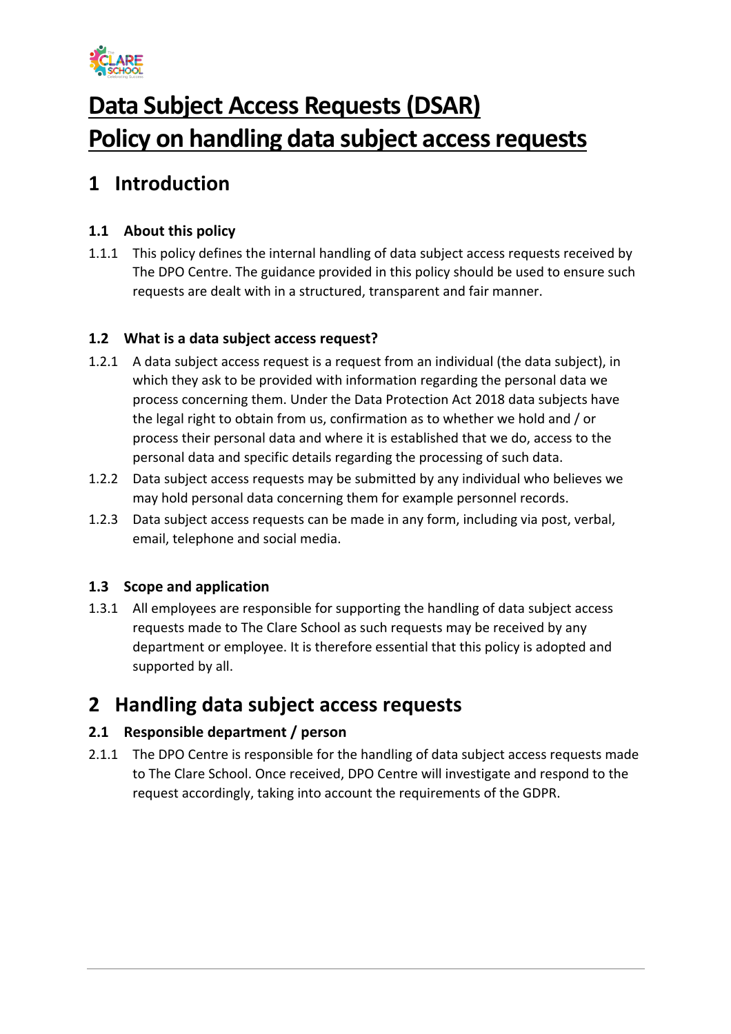# Data Subject Access Requests (DSAR) Policy on handling data subject access requests

## 1 Introduction

### 1.1 About this policy

1.1.1 This policy defines the internal handling of data subject access requests received by The DPO Centre. The guidance provided in this policy should be used to ensure such requests are dealt with in a structured, transparent and fair manner.

### 1.2 What is a data subject access request?

1.2.1 A data subject access request is a request from an individual (the data subject), in which they ask to be provided with information regarding the personal data we process concerning them. Under the Data Protection Act 2018 data subjects have the legal right to obtain from us, confirmation as to whether we hold and / or process their personal data and where it is established that we do, access to the personal data and specific details regarding the processing of such data.

1.2.2 Data subject access requests may be submitted by any individual who believes we may hold personal data concerning them for example personnel records.

1.2.3 Data subject access requests can be made in any form, including via post, verbal, email, telephone and social media.

### 1.3 Scope and application

1.3.1 All employees are responsible for supporting the handling of data subject access requests made to The Clare School as such requests may be received by any department or employee. It is therefore essential that this policy is adopted and supported by all.

## 2 Handling data subject access requests

### 2.1 Responsible department / person

2.1.1 The DPO Centre is responsible for the handling of data subject access requests made to The Clare School. Once received, DPO Centre will investigate and respond to the request accordingly, taking into account the requirements of the GDPR.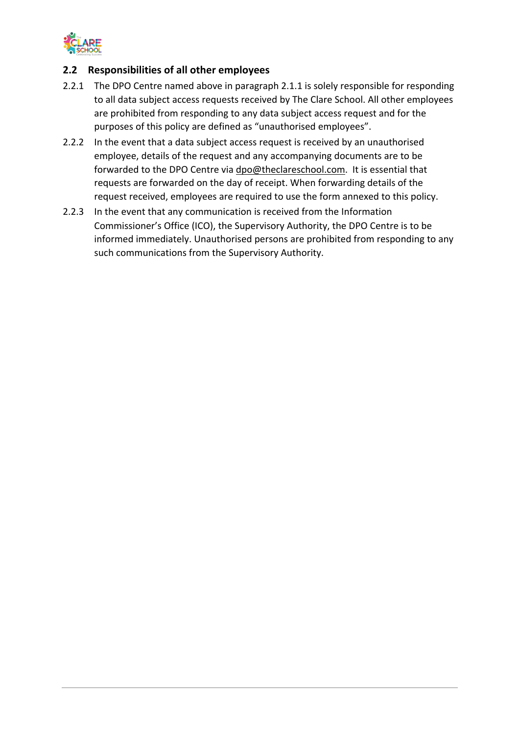## 2.2 Responsibilities of all other employees

2.2.1 The DPO Centre named above in paragraph 2.1.1 is solely responsible for responding to all data subject access requests received by The Clare School. All other employees are prohibited from responding to any data subject access request and for the purposes of this policy are defined as "unauthorised employees".

2.2.2 In the event that a data subject access request is received by an unauthorised employee, details of the request and any accompanying documents are to be forwarded to the DPO Centre via dpo@theclareschool.com. It is essential that requests are forwarded on the day of receipt. When forwarding details of the request received, employees are required to use the form annexed to this policy.

2.2.3 In the event that any communication is received from the Information Commissioner's Office (ICO), the Supervisory Authority, the DPO Centre is to be informed immediately. Unauthorised persons are prohibited from responding to any such communications from the Supervisory Authority.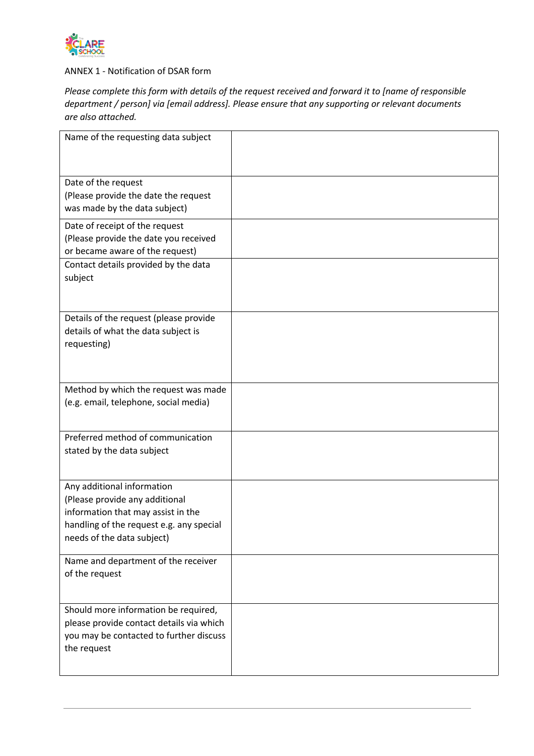ANNEX 1 - Notification of DSAR form

*Please complete this form with details of the request received and forward it to [name of responsible department / person] via [email address]. Please ensure that any supporting or relevant documents are also attached.*

| | |
|---|---|
| Name of the requesting data subject | |
| Date of the request (Please provide the date the request was made by the data subject) | |
| Date of receipt of the request (Please provide the date you received or became aware of the request) | |
| Contact details provided by the data subject | |
| Details of the request (please provide details of what the data subject is requesting) | |
| Method by which the request was made (e.g. email, telephone, social media) | |
| Preferred method of communication stated by the data subject | |
| Any additional information (Please provide any additional information that may assist in the handling of the request e.g. any special needs of the data subject) | |
| Name and department of the receiver of the request | |
| Should more information be required, please provide contact details via which you may be contacted to further discuss the request | |